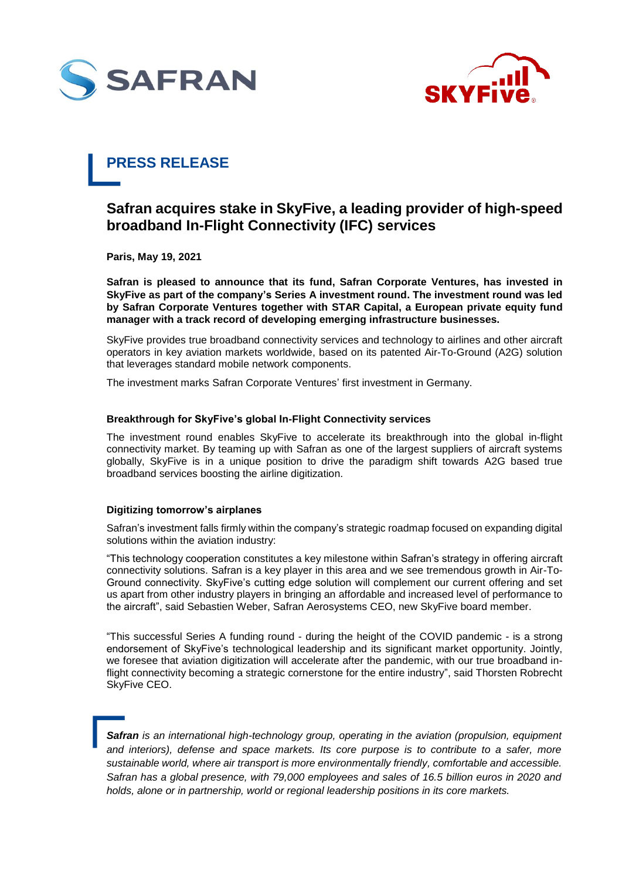# PRESS RELEASE

## Safran acquires stake in SkyFive, a leading provider of high-speed broadband In-Flight Connectivity (IFC) services

**Paris, May 19, 2021**

**Safran is pleased to announce that its fund, Safran Corporate Ventures, has invested in SkyFive as part of the company's Series A investment round. The investment round was led by Safran Corporate Ventures together with STAR Capital, a European private equity fund manager with a track record of developing emerging infrastructure businesses.**

SkyFive provides true broadband connectivity services and technology to airlines and other aircraft operators in key aviation markets worldwide, based on its patented Air-To-Ground (A2G) solution that leverages standard mobile network components.

The investment marks Safran Corporate Ventures' first investment in Germany.

### Breakthrough for SkyFive's global In-Flight Connectivity services

The investment round enables SkyFive to accelerate its breakthrough into the global in-flight connectivity market. By teaming up with Safran as one of the largest suppliers of aircraft systems globally, SkyFive is in a unique position to drive the paradigm shift towards A2G based true broadband services boosting the airline digitization.

### Digitizing tomorrow's airplanes

Safran's investment falls firmly within the company's strategic roadmap focused on expanding digital solutions within the aviation industry:

"This technology cooperation constitutes a key milestone within Safran's strategy in offering aircraft connectivity solutions. Safran is a key player in this area and we see tremendous growth in Air-To-Ground connectivity. SkyFive's cutting edge solution will complement our current offering and set us apart from other industry players in bringing an affordable and increased level of performance to the aircraft", said Sebastien Weber, Safran Aerosystems CEO, new SkyFive board member.

"This successful Series A funding round - during the height of the COVID pandemic - is a strong endorsement of SkyFive's technological leadership and its significant market opportunity. Jointly, we foresee that aviation digitization will accelerate after the pandemic, with our true broadband in-flight connectivity becoming a strategic cornerstone for the entire industry", said Thorsten Robrecht SkyFive CEO.

***Safran** is an international high-technology group, operating in the aviation (propulsion, equipment and interiors), defense and space markets. Its core purpose is to contribute to a safer, more sustainable world, where air transport is more environmentally friendly, comfortable and accessible. Safran has a global presence, with 79,000 employees and sales of 16.5 billion euros in 2020 and holds, alone or in partnership, world or regional leadership positions in its core markets.*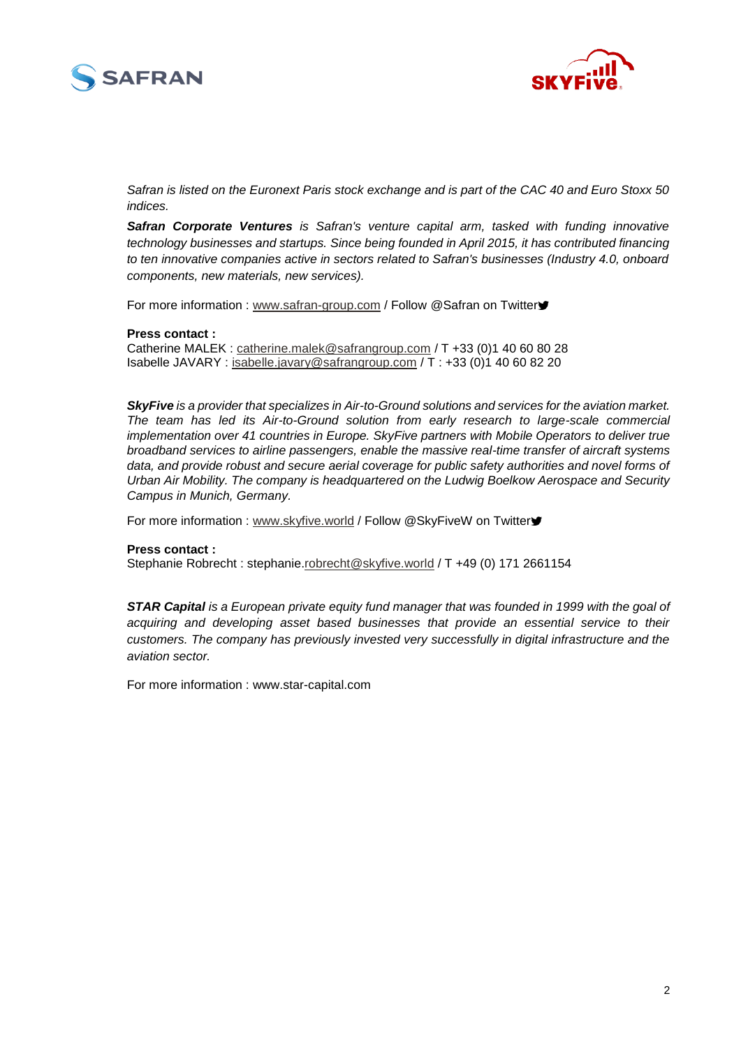*Safran is listed on the Euronext Paris stock exchange and is part of the CAC 40 and Euro Stoxx 50 indices.*

***Safran Corporate Ventures** is Safran's venture capital arm, tasked with funding innovative technology businesses and startups. Since being founded in April 2015, it has contributed financing to ten innovative companies active in sectors related to Safran's businesses (Industry 4.0, onboard components, new materials, new services).*

For more information : www.safran-group.com / Follow @Safran on Twitter

**Press contact :**
Catherine MALEK : catherine.malek@safrangroup.com / T +33 (0)1 40 60 80 28
Isabelle JAVARY : isabelle.javary@safrangroup.com / T : +33 (0)1 40 60 82 20

***SkyFive** is a provider that specializes in Air-to-Ground solutions and services for the aviation market. The team has led its Air-to-Ground solution from early research to large-scale commercial implementation over 41 countries in Europe. SkyFive partners with Mobile Operators to deliver true broadband services to airline passengers, enable the massive real-time transfer of aircraft systems data, and provide robust and secure aerial coverage for public safety authorities and novel forms of Urban Air Mobility. The company is headquartered on the Ludwig Boelkow Aerospace and Security Campus in Munich, Germany.*

For more information : www.skyfive.world / Follow @SkyFiveW on Twitter

**Press contact :**
Stephanie Robrecht : stephanie.robrecht@skyfive.world / T +49 (0) 171 2661154

***STAR Capital** is a European private equity fund manager that was founded in 1999 with the goal of acquiring and developing asset based businesses that provide an essential service to their customers. The company has previously invested very successfully in digital infrastructure and the aviation sector.*

For more information : www.star-capital.com